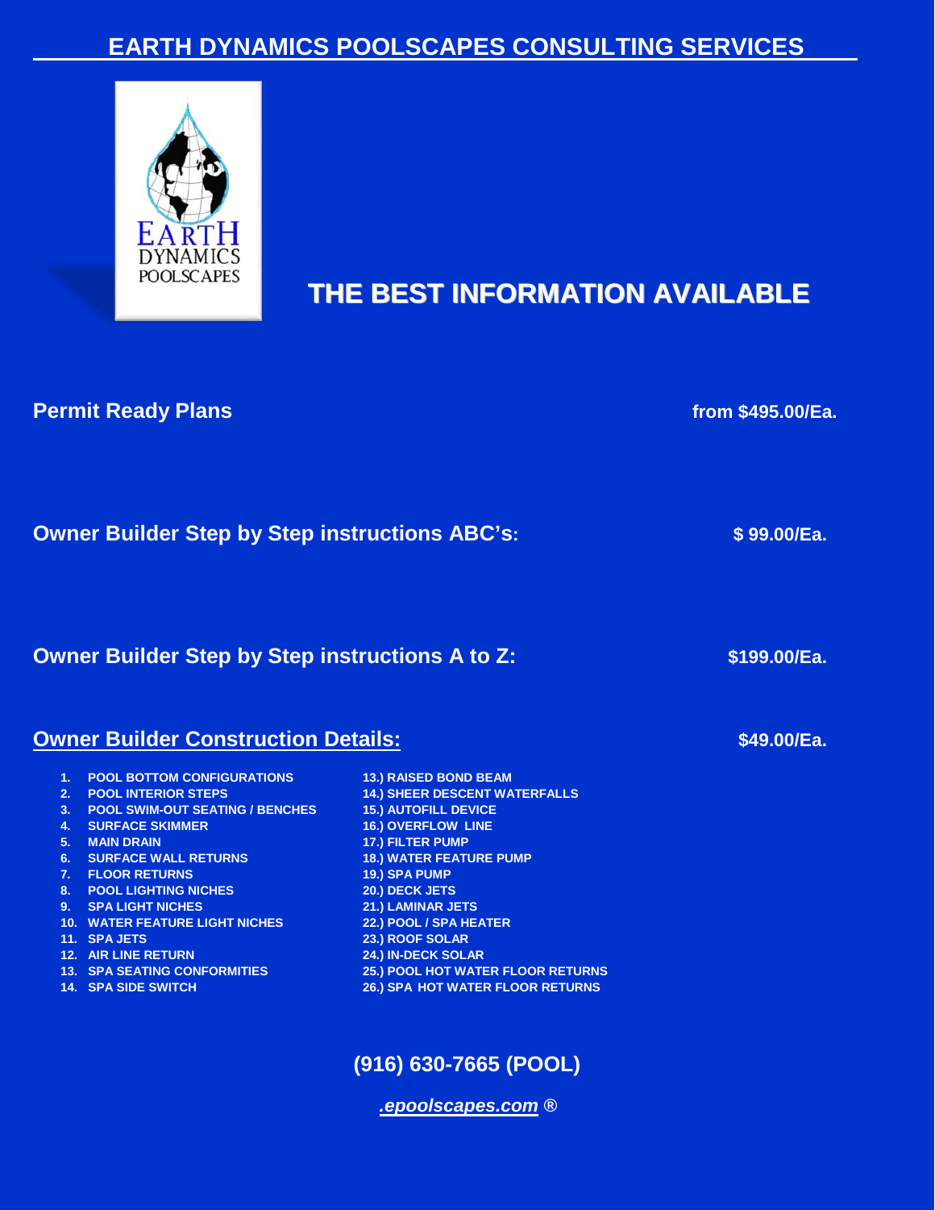# EARTH DYNAMICS POOLSCAPES CONSULTING SERVICES

EARTH DYNAMICS POOLSCAPES

## THE BEST INFORMATION AVAILABLE

**Permit Ready Plans** — **from $495.00/Ea.**

**Owner Builder Step by Step instructions ABC's:** — **$ 99.00/Ea.**

**Owner Builder Step by Step instructions A to Z:** — **$199.00/Ea.**

**Owner Builder Construction Details:** — **$49.00/Ea.**

1. POOL BOTTOM CONFIGURATIONS
2. POOL INTERIOR STEPS
3. POOL SWIM-OUT SEATING / BENCHES
4. SURFACE SKIMMER
5. MAIN DRAIN
6. SURFACE WALL RETURNS
7. FLOOR RETURNS
8. POOL LIGHTING NICHES
9. SPA LIGHT NICHES
10. WATER FEATURE LIGHT NICHES
11. SPA JETS
12. AIR LINE RETURN
13. SPA SEATING CONFORMITIES
14. SPA SIDE SWITCH

13.) RAISED BOND BEAM
14.) SHEER DESCENT WATERFALLS
15.) AUTOFILL DEVICE
16.) OVERFLOW LINE
17.) FILTER PUMP
18.) WATER FEATURE PUMP
19.) SPA PUMP
20.) DECK JETS
21.) LAMINAR JETS
22.) POOL / SPA HEATER
23.) ROOF SOLAR
24.) IN-DECK SOLAR
25.) POOL HOT WATER FLOOR RETURNS
26.) SPA HOT WATER FLOOR RETURNS

**(916) 630-7665 (POOL)**

***.epoolscapes.com*** ®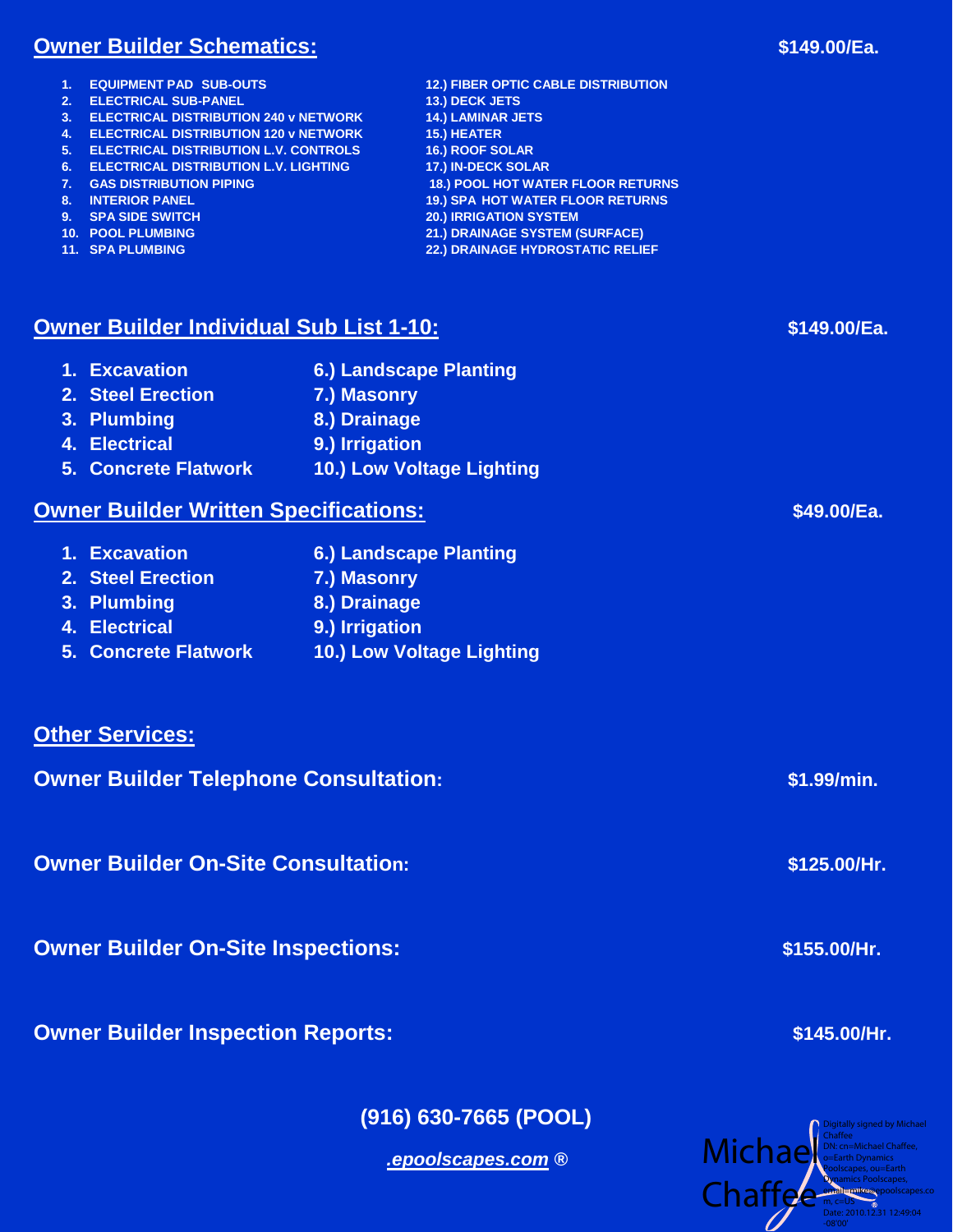## Owner Builder Schematics: $149.00/Ea.

1. EQUIPMENT PAD SUB-OUTS
2. ELECTRICAL SUB-PANEL
3. ELECTRICAL DISTRIBUTION 240 v NETWORK
4. ELECTRICAL DISTRIBUTION 120 v NETWORK
5. ELECTRICAL DISTRIBUTION L.V. CONTROLS
6. ELECTRICAL DISTRIBUTION L.V. LIGHTING
7. GAS DISTRIBUTION PIPING
8. INTERIOR PANEL
9. SPA SIDE SWITCH
10. POOL PLUMBING
11. SPA PLUMBING

12.) FIBER OPTIC CABLE DISTRIBUTION
13.) DECK JETS
14.) LAMINAR JETS
15.) HEATER
16.) ROOF SOLAR
17.) IN-DECK SOLAR
18.) POOL HOT WATER FLOOR RETURNS
19.) SPA HOT WATER FLOOR RETURNS
20.) IRRIGATION SYSTEM
21.) DRAINAGE SYSTEM (SURFACE)
22.) DRAINAGE HYDROSTATIC RELIEF

## Owner Builder Individual Sub List 1-10: $149.00/Ea.

1. Excavation
2. Steel Erection
3. Plumbing
4. Electrical
5. Concrete Flatwork

6.) Landscape Planting
7.) Masonry
8.) Drainage
9.) Irrigation
10.) Low Voltage Lighting

## Owner Builder Written Specifications: $49.00/Ea.

1. Excavation
2. Steel Erection
3. Plumbing
4. Electrical
5. Concrete Flatwork

6.) Landscape Planting
7.) Masonry
8.) Drainage
9.) Irrigation
10.) Low Voltage Lighting

## Other Services:

**Owner Builder Telephone Consultation:** $1.99/min.

**Owner Builder On-Site Consultation:** $125.00/Hr.

**Owner Builder On-Site Inspections:** $155.00/Hr.

**Owner Builder Inspection Reports:** $145.00/Hr.

**(916) 630-7665 (POOL)**

*.epoolscapes.com* ®

Michael Chaffee

Digitally signed by Michael Chaffee
DN: cn=Michael Chaffee, o=Earth Dynamics Poolscapes, ou=Earth Dynamics Poolscapes, email=mike@epoolscapes.com, c=US
Date: 2010.12.31 12:49:04 -08'00'